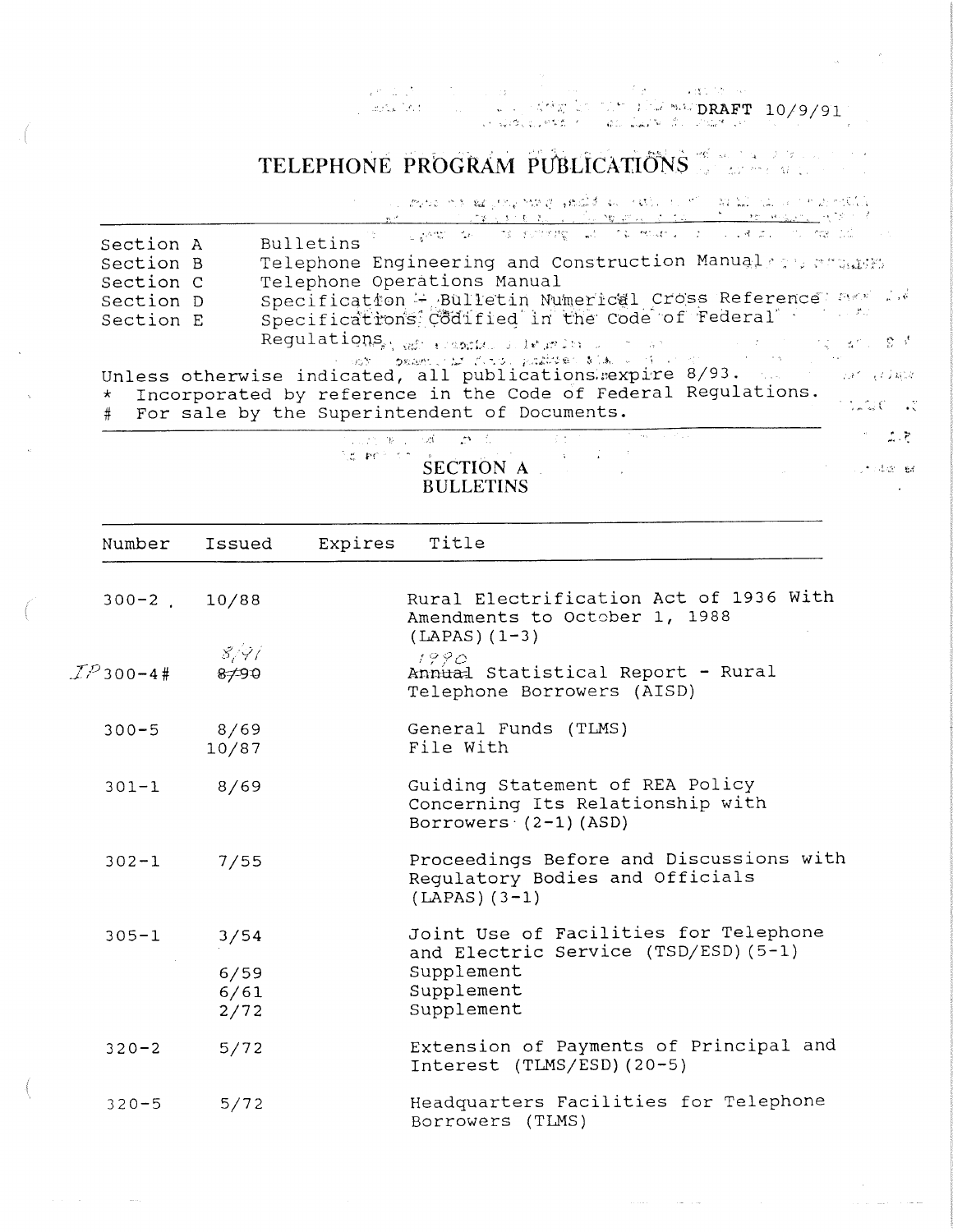DRAFT 10/9/91

# TELEPHONE PROGRAM PUBLICATIONS

| | |
|---|---|
| Section A | Bulletins |
| Section B | Telephone Engineering and Construction Manual |
| Section C | Telephone Operations Manual |
| Section D | Specification - Bulletin Numerical Cross Reference |
| Section E | Specifications Codified in the Code of Federal Regulations |

Unless otherwise indicated, all publications expire 8/93.
* Incorporated by reference in the Code of Federal Regulations.
# For sale by the Superintendent of Documents.

## SECTION A
## BULLETINS

| Number | Issued | Expires | Title |
|---|---|---|---|
| 300-2 | 10/88 | | Rural Electrification Act of 1936 With Amendments to October 1, 1988 (LAPAS)(1-3) |
| IP 300-4# | ~~8/90~~ 8/91 | | ~~Annual~~ 1990 Statistical Report - Rural Telephone Borrowers (AISD) |
| 300-5 | 8/69 | | General Funds (TLMS) |
| | 10/87 | | File With |
| 301-1 | 8/69 | | Guiding Statement of REA Policy Concerning Its Relationship with Borrowers (2-1)(ASD) |
| 302-1 | 7/55 | | Proceedings Before and Discussions with Regulatory Bodies and Officials (LAPAS)(3-1) |
| 305-1 | 3/54 | | Joint Use of Facilities for Telephone and Electric Service (TSD/ESD)(5-1) |
| | 6/59 | | Supplement |
| | 6/61 | | Supplement |
| | 2/72 | | Supplement |
| 320-2 | 5/72 | | Extension of Payments of Principal and Interest (TLMS/ESD)(20-5) |
| 320-5 | 5/72 | | Headquarters Facilities for Telephone Borrowers (TLMS) |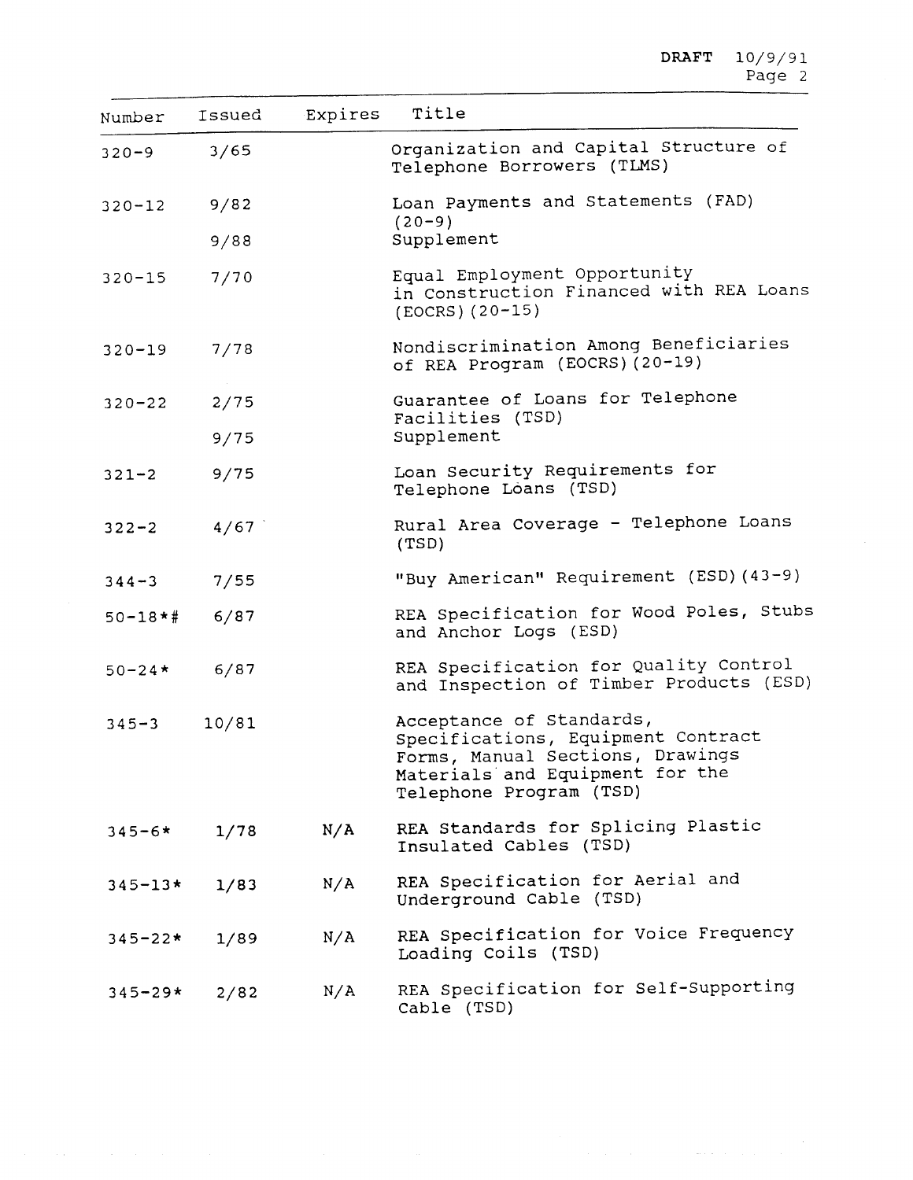DRAFT 10/9/91

| Number | Issued | Expires | Title |
|---|---|---|---|
| 320-9 | 3/65 | | Organization and Capital Structure of Telephone Borrowers (TLMS) |
| 320-12 | 9/82 | | Loan Payments and Statements (FAD) (20-9) |
| | 9/88 | | Supplement |
| 320-15 | 7/70 | | Equal Employment Opportunity in Construction Financed with REA Loans (EOCRS)(20-15) |
| 320-19 | 7/78 | | Nondiscrimination Among Beneficiaries of REA Program (EOCRS)(20-19) |
| 320-22 | 2/75 | | Guarantee of Loans for Telephone Facilities (TSD) |
| | 9/75 | | Supplement |
| 321-2 | 9/75 | | Loan Security Requirements for Telephone Loans (TSD) |
| 322-2 | 4/67 | | Rural Area Coverage - Telephone Loans (TSD) |
| 344-3 | 7/55 | | "Buy American" Requirement (ESD)(43-9) |
| 50-18*# | 6/87 | | REA Specification for Wood Poles, Stubs and Anchor Logs (ESD) |
| 50-24* | 6/87 | | REA Specification for Quality Control and Inspection of Timber Products (ESD) |
| 345-3 | 10/81 | | Acceptance of Standards, Specifications, Equipment Contract Forms, Manual Sections, Drawings Materials and Equipment for the Telephone Program (TSD) |
| 345-6* | 1/78 | N/A | REA Standards for Splicing Plastic Insulated Cables (TSD) |
| 345-13* | 1/83 | N/A | REA Specification for Aerial and Underground Cable (TSD) |
| 345-22* | 1/89 | N/A | REA Specification for Voice Frequency Loading Coils (TSD) |
| 345-29* | 2/82 | N/A | REA Specification for Self-Supporting Cable (TSD) |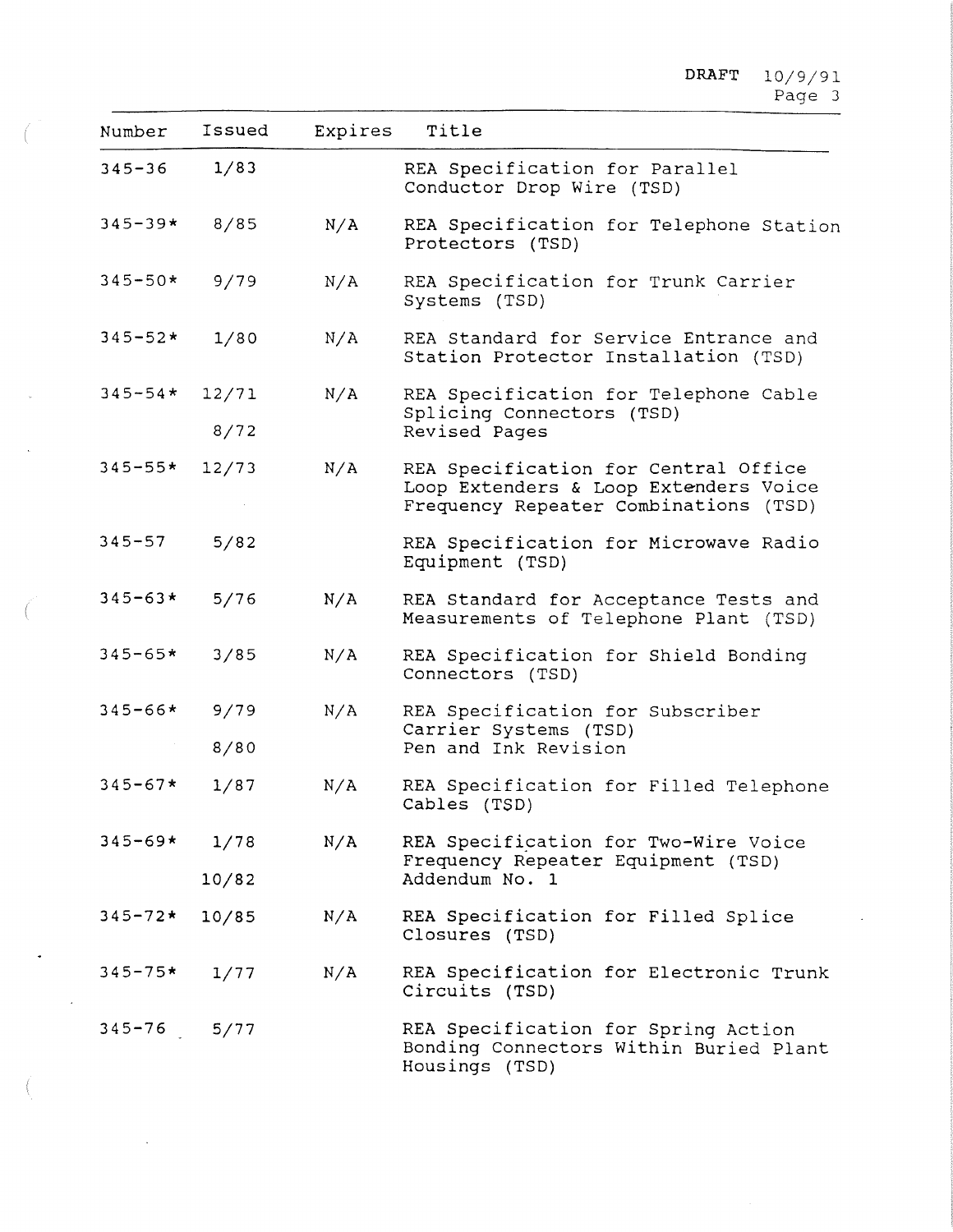| Number | Issued | Expires | Title |
|---|---|---|---|
| 345-36 | 1/83 | | REA Specification for Parallel Conductor Drop Wire (TSD) |
| 345-39* | 8/85 | N/A | REA Specification for Telephone Station Protectors (TSD) |
| 345-50* | 9/79 | N/A | REA Specification for Trunk Carrier Systems (TSD) |
| 345-52* | 1/80 | N/A | REA Standard for Service Entrance and Station Protector Installation (TSD) |
| 345-54* | 12/71 | N/A | REA Specification for Telephone Cable Splicing Connectors (TSD) |
| | 8/72 | | Revised Pages |
| 345-55* | 12/73 | N/A | REA Specification for Central Office Loop Extenders & Loop Extenders Voice Frequency Repeater Combinations (TSD) |
| 345-57 | 5/82 | | REA Specification for Microwave Radio Equipment (TSD) |
| 345-63* | 5/76 | N/A | REA Standard for Acceptance Tests and Measurements of Telephone Plant (TSD) |
| 345-65* | 3/85 | N/A | REA Specification for Shield Bonding Connectors (TSD) |
| 345-66* | 9/79 | N/A | REA Specification for Subscriber Carrier Systems (TSD) |
| | 8/80 | | Pen and Ink Revision |
| 345-67* | 1/87 | N/A | REA Specification for Filled Telephone Cables (TSD) |
| 345-69* | 1/78 | N/A | REA Specification for Two-Wire Voice Frequency Repeater Equipment (TSD) |
| | 10/82 | | Addendum No. 1 |
| 345-72* | 10/85 | N/A | REA Specification for Filled Splice Closures (TSD) |
| 345-75* | 1/77 | N/A | REA Specification for Electronic Trunk Circuits (TSD) |
| 345-76 | 5/77 | | REA Specification for Spring Action Bonding Connectors Within Buried Plant Housings (TSD) |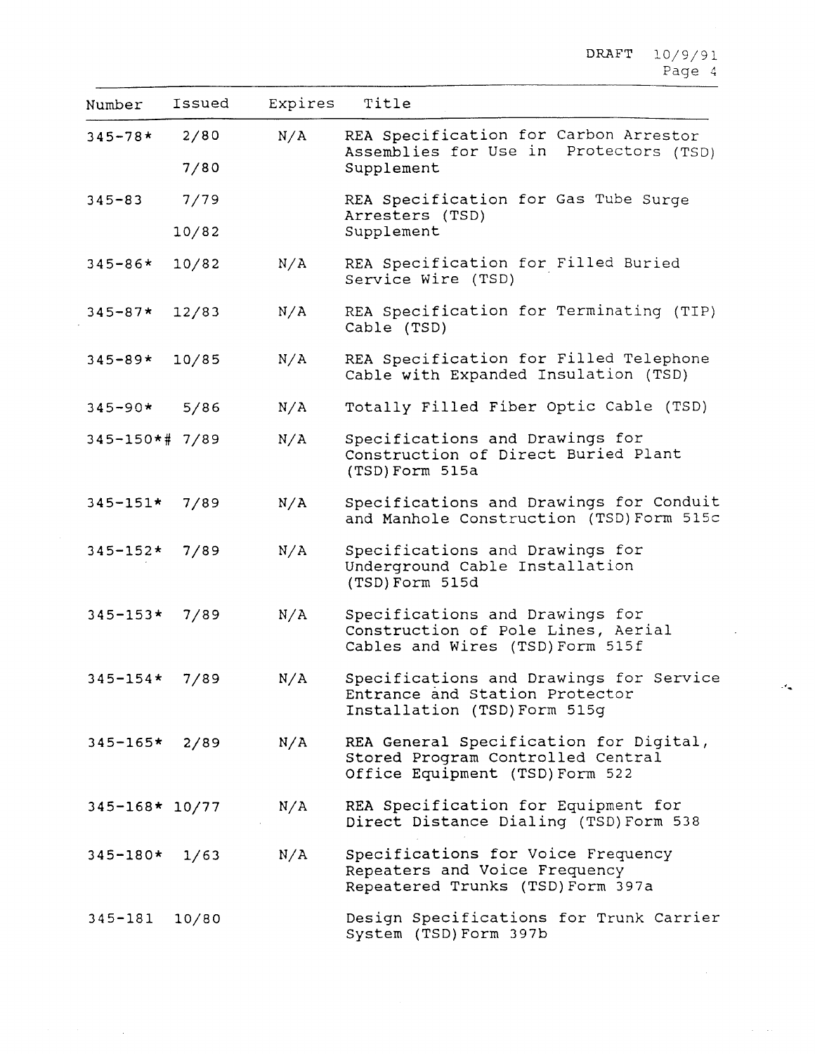| Number | Issued | Expires | Title |
|---|---|---|---|
| 345-78* | 2/80 | N/A | REA Specification for Carbon Arrestor Assemblies for Use in Protectors (TSD) |
| | 7/80 | | Supplement |
| 345-83 | 7/79 | | REA Specification for Gas Tube Surge Arresters (TSD) |
| | 10/82 | | Supplement |
| 345-86* | 10/82 | N/A | REA Specification for Filled Buried Service Wire (TSD) |
| 345-87* | 12/83 | N/A | REA Specification for Terminating (TIP) Cable (TSD) |
| 345-89* | 10/85 | N/A | REA Specification for Filled Telephone Cable with Expanded Insulation (TSD) |
| 345-90* | 5/86 | N/A | Totally Filled Fiber Optic Cable (TSD) |
| 345-150*# | 7/89 | N/A | Specifications and Drawings for Construction of Direct Buried Plant (TSD)Form 515a |
| 345-151* | 7/89 | N/A | Specifications and Drawings for Conduit and Manhole Construction (TSD)Form 515c |
| 345-152* | 7/89 | N/A | Specifications and Drawings for Underground Cable Installation (TSD)Form 515d |
| 345-153* | 7/89 | N/A | Specifications and Drawings for Construction of Pole Lines, Aerial Cables and Wires (TSD)Form 515f |
| 345-154* | 7/89 | N/A | Specifications and Drawings for Service Entrance and Station Protector Installation (TSD)Form 515g |
| 345-165* | 2/89 | N/A | REA General Specification for Digital, Stored Program Controlled Central Office Equipment (TSD)Form 522 |
| 345-168* | 10/77 | N/A | REA Specification for Equipment for Direct Distance Dialing (TSD)Form 538 |
| 345-180* | 1/63 | N/A | Specifications for Voice Frequency Repeaters and Voice Frequency Repeatered Trunks (TSD)Form 397a |
| 345-181 | 10/80 | | Design Specifications for Trunk Carrier System (TSD)Form 397b |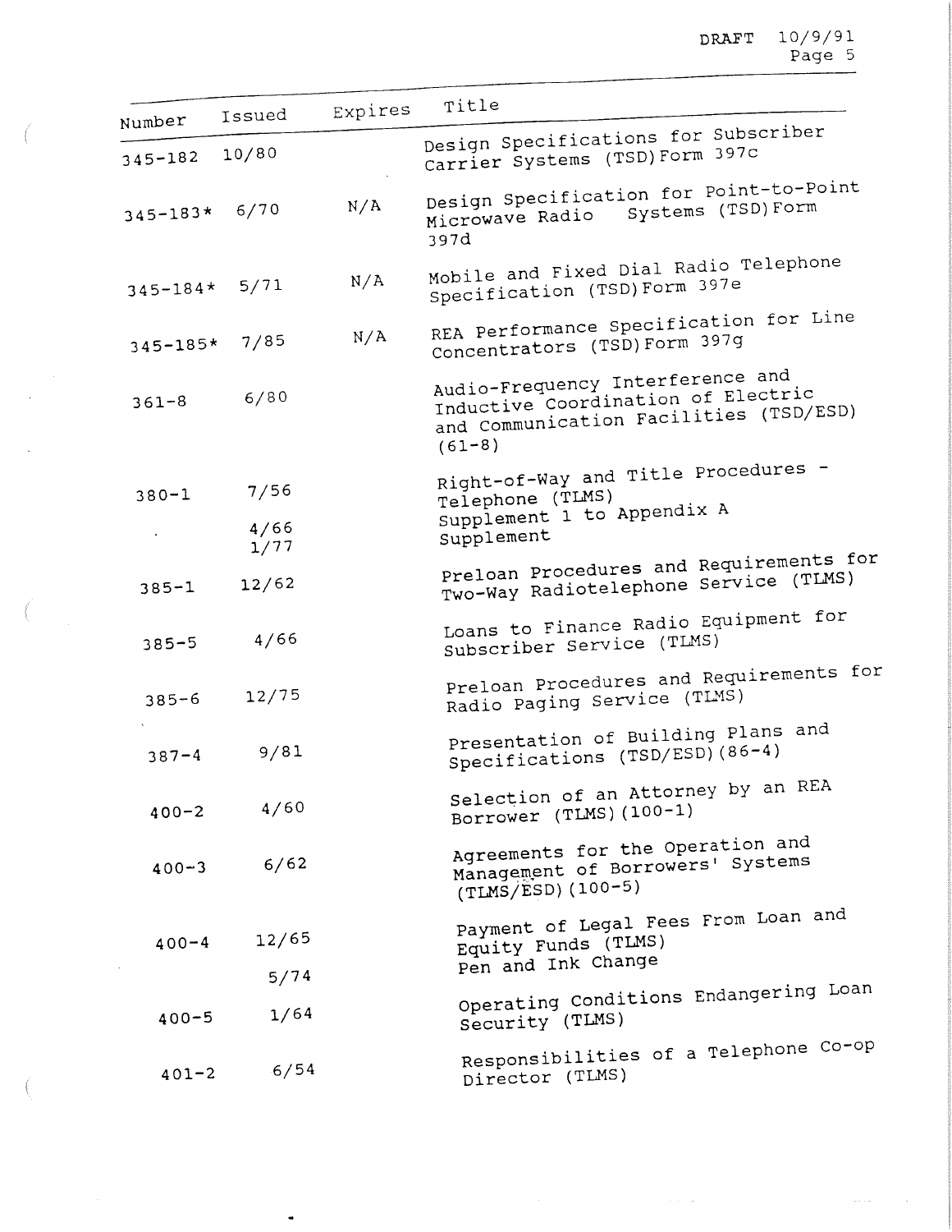| Number | Issued | Expires | Title |
|---|---|---|---|
| 345-182 | 10/80 | | Design Specifications for Subscriber Carrier Systems (TSD)Form 397c |
| 345-183* | 6/70 | N/A | Design Specification for Point-to-Point Microwave Radio Systems (TSD)Form 397d |
| 345-184* | 5/71 | N/A | Mobile and Fixed Dial Radio Telephone Specification (TSD)Form 397e |
| 345-185* | 7/85 | N/A | REA Performance Specification for Line Concentrators (TSD)Form 397g |
| 361-8 | 6/80 | | Audio-Frequency Interference and Inductive Coordination of Electric and Communication Facilities (TSD/ESD) (61-8) |
| 380-1 | 7/56 | | Right-of-Way and Title Procedures - Telephone (TLMS) |
| | 4/66 | | Supplement 1 to Appendix A |
| | 1/77 | | Supplement |
| 385-1 | 12/62 | | Preloan Procedures and Requirements for Two-Way Radiotelephone Service (TLMS) |
| 385-5 | 4/66 | | Loans to Finance Radio Equipment for Subscriber Service (TLMS) |
| 385-6 | 12/75 | | Preloan Procedures and Requirements for Radio Paging Service (TLMS) |
| 387-4 | 9/81 | | Presentation of Building Plans and Specifications (TSD/ESD)(86-4) |
| 400-2 | 4/60 | | Selection of an Attorney by an REA Borrower (TLMS)(100-1) |
| 400-3 | 6/62 | | Agreements for the Operation and Management of Borrowers' Systems (TLMS/ESD)(100-5) |
| 400-4 | 12/65 | | Payment of Legal Fees From Loan and Equity Funds (TLMS) |
| | 5/74 | | Pen and Ink Change |
| 400-5 | 1/64 | | Operating Conditions Endangering Loan Security (TLMS) |
| 401-2 | 6/54 | | Responsibilities of a Telephone Co-op Director (TLMS) |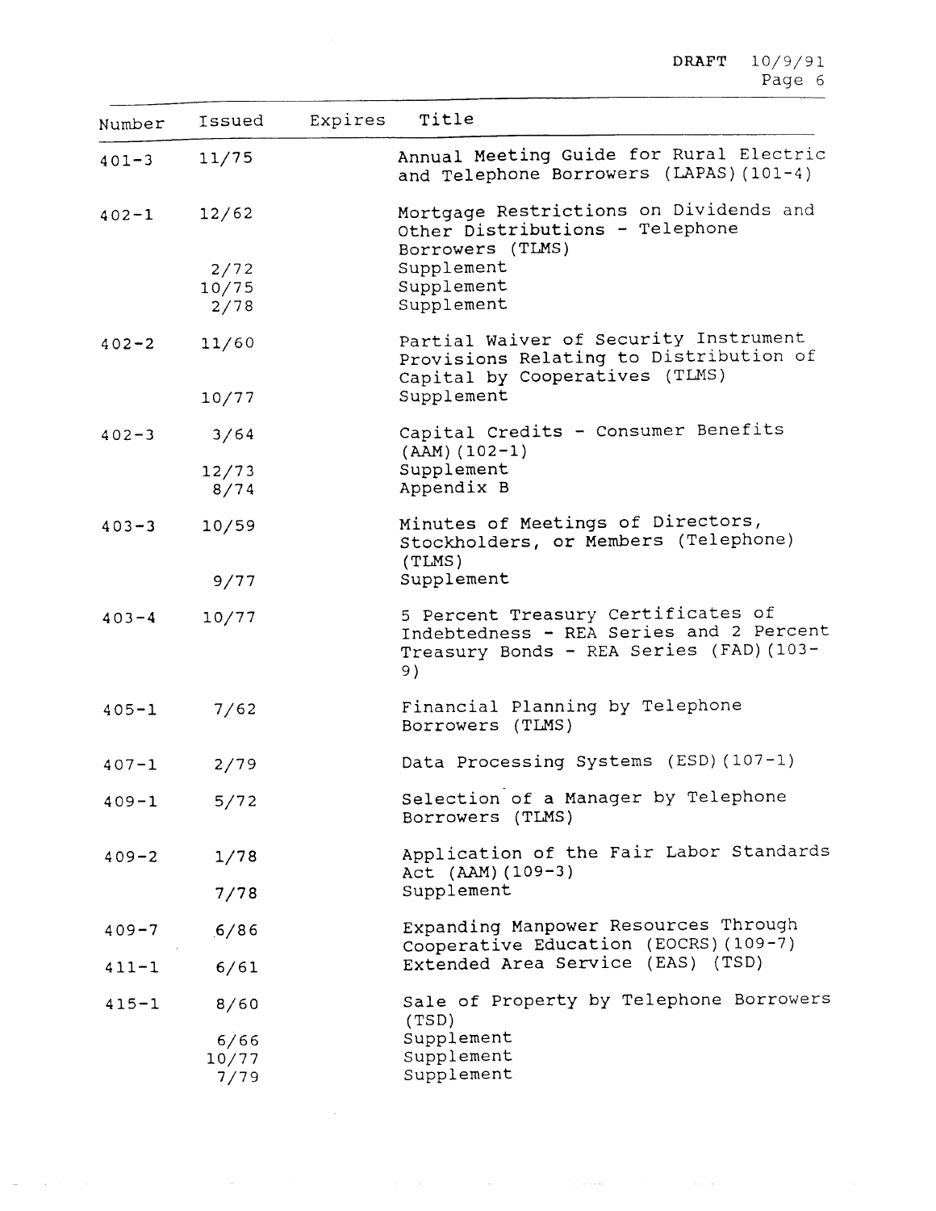| Number | Issued | Expires | Title |
|---|---|---|---|
| 401-3 | 11/75 | | Annual Meeting Guide for Rural Electric and Telephone Borrowers (LAPAS)(101-4) |
| 402-1 | 12/62 | | Mortgage Restrictions on Dividends and Other Distributions - Telephone Borrowers (TLMS) |
| | 2/72 | | Supplement |
| | 10/75 | | Supplement |
| | 2/78 | | Supplement |
| 402-2 | 11/60 | | Partial Waiver of Security Instrument Provisions Relating to Distribution of Capital by Cooperatives (TLMS) |
| | 10/77 | | Supplement |
| 402-3 | 3/64 | | Capital Credits - Consumer Benefits (AAM)(102-1) |
| | 12/73 | | Supplement |
| | 8/74 | | Appendix B |
| 403-3 | 10/59 | | Minutes of Meetings of Directors, Stockholders, or Members (Telephone) (TLMS) |
| | 9/77 | | Supplement |
| 403-4 | 10/77 | | 5 Percent Treasury Certificates of Indebtedness - REA Series and 2 Percent Treasury Bonds - REA Series (FAD)(103-9) |
| 405-1 | 7/62 | | Financial Planning by Telephone Borrowers (TLMS) |
| 407-1 | 2/79 | | Data Processing Systems (ESD)(107-1) |
| 409-1 | 5/72 | | Selection of a Manager by Telephone Borrowers (TLMS) |
| 409-2 | 1/78 | | Application of the Fair Labor Standards Act (AAM)(109-3) |
| | 7/78 | | Supplement |
| 409-7 | 6/86 | | Expanding Manpower Resources Through Cooperative Education (EOCRS)(109-7) |
| 411-1 | 6/61 | | Extended Area Service (EAS) (TSD) |
| 415-1 | 8/60 | | Sale of Property by Telephone Borrowers (TSD) |
| | 6/66 | | Supplement |
| | 10/77 | | Supplement |
| | 7/79 | | Supplement |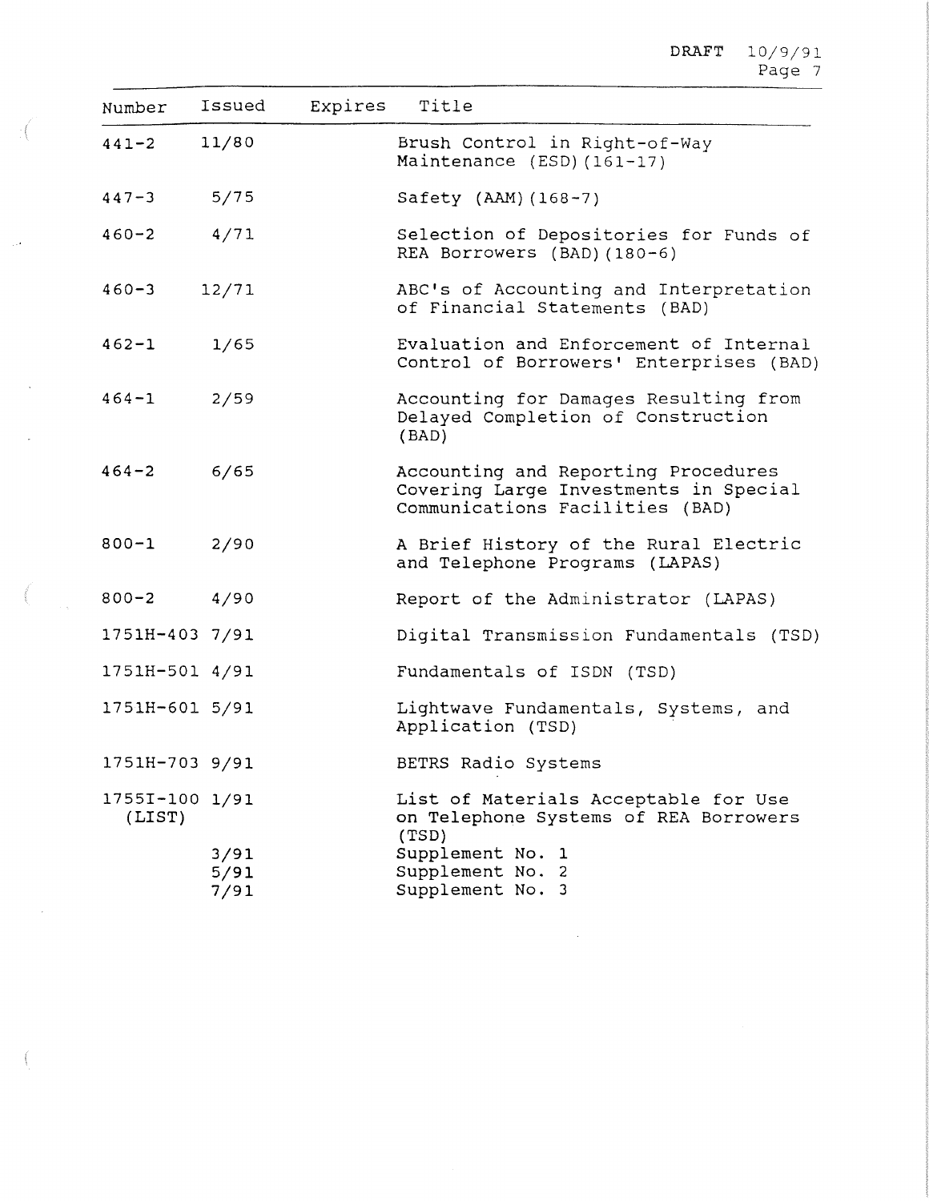| Number | Issued | Expires | Title |
|---|---|---|---|
| 441-2 | 11/80 | | Brush Control in Right-of-Way Maintenance (ESD)(161-17) |
| 447-3 | 5/75 | | Safety (AAM)(168-7) |
| 460-2 | 4/71 | | Selection of Depositories for Funds of REA Borrowers (BAD)(180-6) |
| 460-3 | 12/71 | | ABC's of Accounting and Interpretation of Financial Statements (BAD) |
| 462-1 | 1/65 | | Evaluation and Enforcement of Internal Control of Borrowers' Enterprises (BAD) |
| 464-1 | 2/59 | | Accounting for Damages Resulting from Delayed Completion of Construction (BAD) |
| 464-2 | 6/65 | | Accounting and Reporting Procedures Covering Large Investments in Special Communications Facilities (BAD) |
| 800-1 | 2/90 | | A Brief History of the Rural Electric and Telephone Programs (LAPAS) |
| 800-2 | 4/90 | | Report of the Administrator (LAPAS) |
| 1751H-403 | 7/91 | | Digital Transmission Fundamentals (TSD) |
| 1751H-501 | 4/91 | | Fundamentals of ISDN (TSD) |
| 1751H-601 | 5/91 | | Lightwave Fundamentals, Systems, and Application (TSD) |
| 1751H-703 | 9/91 | | BETRS Radio Systems |
| 1755I-100 (LIST) | 1/91 | | List of Materials Acceptable for Use on Telephone Systems of REA Borrowers (TSD) |
| | 3/91 | | Supplement No. 1 |
| | 5/91 | | Supplement No. 2 |
| | 7/91 | | Supplement No. 3 |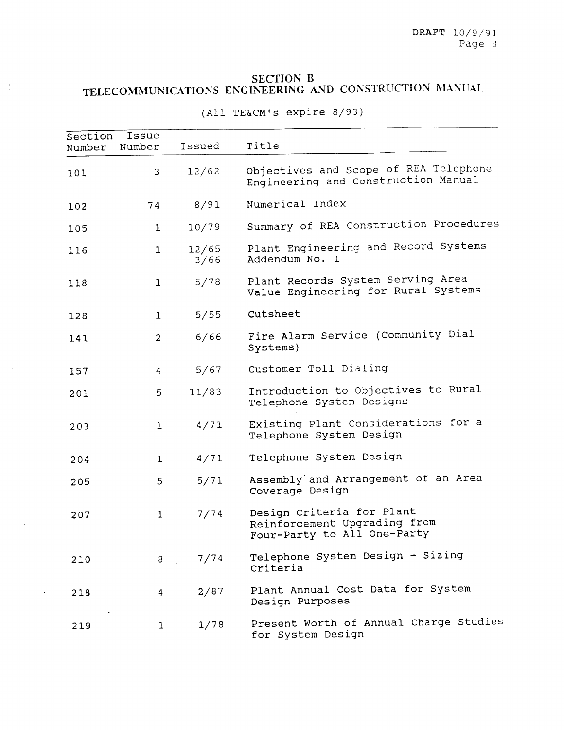## SECTION B
## TELECOMMUNICATIONS ENGINEERING AND CONSTRUCTION MANUAL

(All TE&CM's expire 8/93)

| Section Number | Issue Number | Issued | Title |
|---|---|---|---|
| 101 | 3 | 12/62 | Objectives and Scope of REA Telephone Engineering and Construction Manual |
| 102 | 74 | 8/91 | Numerical Index |
| 105 | 1 | 10/79 | Summary of REA Construction Procedures |
| 116 | 1 | 12/65<br>3/66 | Plant Engineering and Record Systems<br>Addendum No. 1 |
| 118 | 1 | 5/78 | Plant Records System Serving Area Value Engineering for Rural Systems |
| 128 | 1 | 5/55 | Cutsheet |
| 141 | 2 | 6/66 | Fire Alarm Service (Community Dial Systems) |
| 157 | 4 | 5/67 | Customer Toll Dialing |
| 201 | 5 | 11/83 | Introduction to Objectives to Rural Telephone System Designs |
| 203 | 1 | 4/71 | Existing Plant Considerations for a Telephone System Design |
| 204 | 1 | 4/71 | Telephone System Design |
| 205 | 5 | 5/71 | Assembly and Arrangement of an Area Coverage Design |
| 207 | 1 | 7/74 | Design Criteria for Plant Reinforcement Upgrading from Four-Party to All One-Party |
| 210 | 8 | 7/74 | Telephone System Design - Sizing Criteria |
| 218 | 4 | 2/87 | Plant Annual Cost Data for System Design Purposes |
| 219 | 1 | 1/78 | Present Worth of Annual Charge Studies for System Design |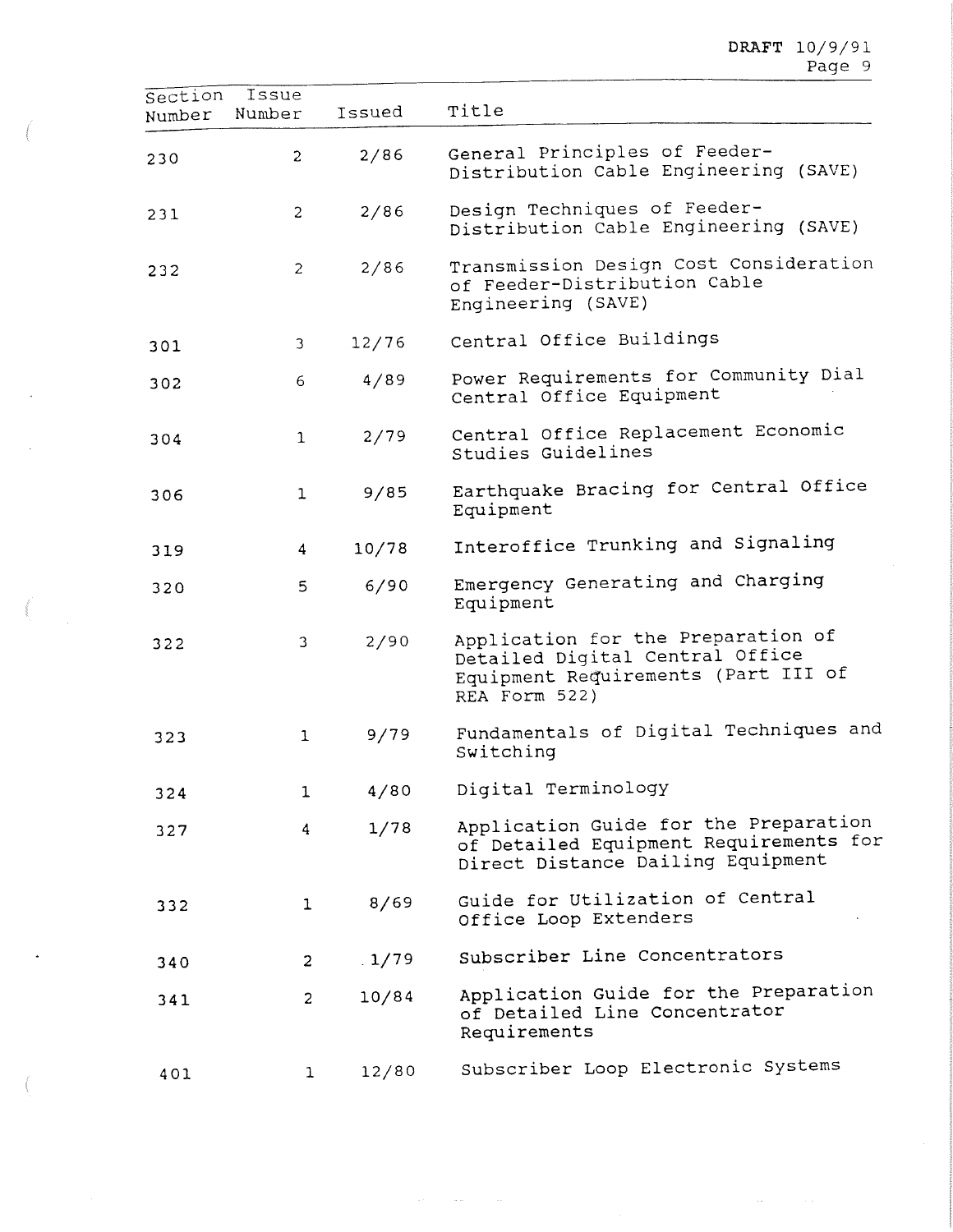| Section Number | Issue Number | Issued | Title |
|---|---|---|---|
| 230 | 2 | 2/86 | General Principles of Feeder-Distribution Cable Engineering (SAVE) |
| 231 | 2 | 2/86 | Design Techniques of Feeder-Distribution Cable Engineering (SAVE) |
| 232 | 2 | 2/86 | Transmission Design Cost Consideration of Feeder-Distribution Cable Engineering (SAVE) |
| 301 | 3 | 12/76 | Central Office Buildings |
| 302 | 6 | 4/89 | Power Requirements for Community Dial Central Office Equipment |
| 304 | 1 | 2/79 | Central Office Replacement Economic Studies Guidelines |
| 306 | 1 | 9/85 | Earthquake Bracing for Central Office Equipment |
| 319 | 4 | 10/78 | Interoffice Trunking and Signaling |
| 320 | 5 | 6/90 | Emergency Generating and Charging Equipment |
| 322 | 3 | 2/90 | Application for the Preparation of Detailed Digital Central Office Equipment Requirements (Part III of REA Form 522) |
| 323 | 1 | 9/79 | Fundamentals of Digital Techniques and Switching |
| 324 | 1 | 4/80 | Digital Terminology |
| 327 | 4 | 1/78 | Application Guide for the Preparation of Detailed Equipment Requirements for Direct Distance Dailing Equipment |
| 332 | 1 | 8/69 | Guide for Utilization of Central Office Loop Extenders |
| 340 | 2 | 1/79 | Subscriber Line Concentrators |
| 341 | 2 | 10/84 | Application Guide for the Preparation of Detailed Line Concentrator Requirements |
| 401 | 1 | 12/80 | Subscriber Loop Electronic Systems |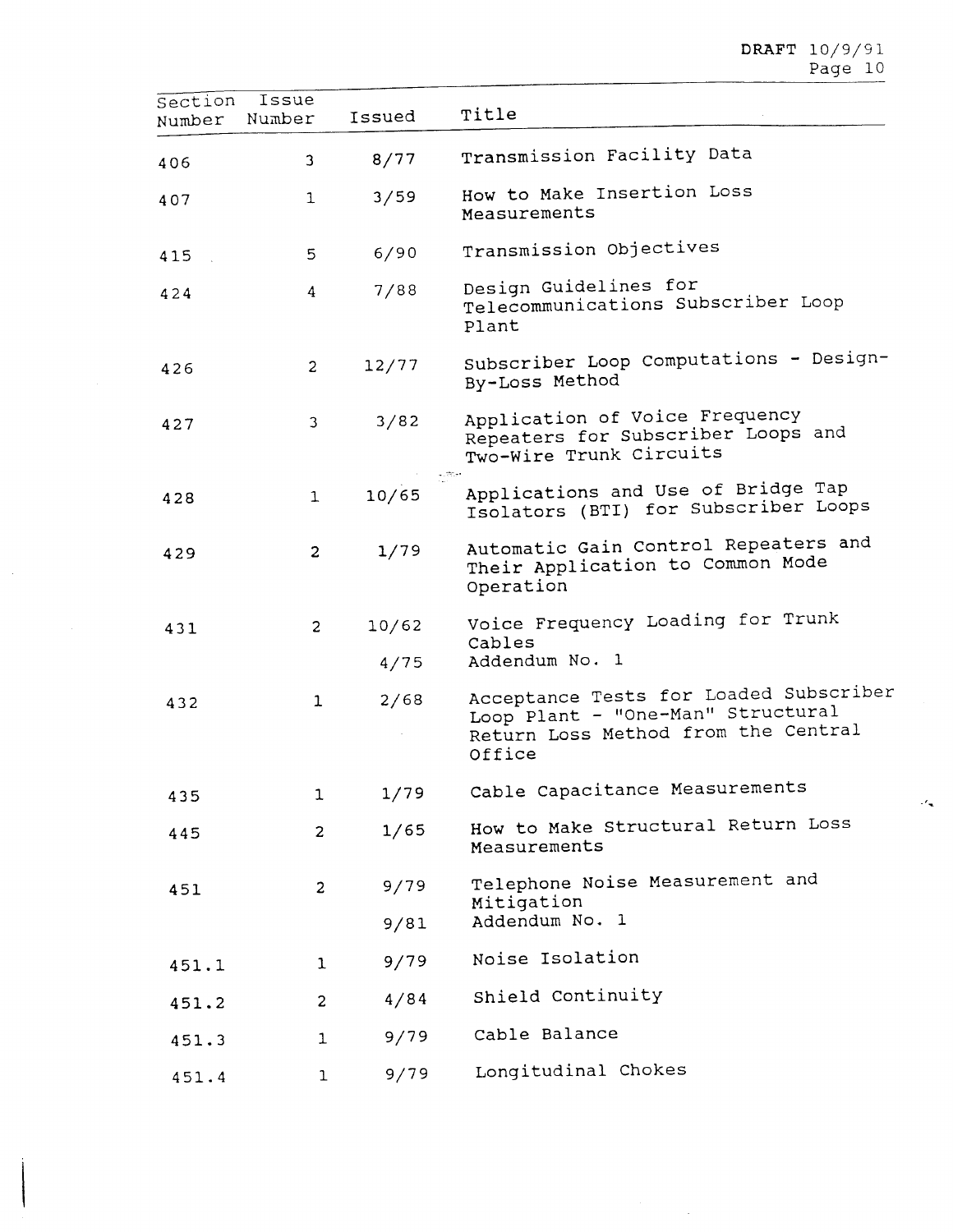| Section Number | Issue Number | Issued | Title |
|---|---|---|---|
| 406 | 3 | 8/77 | Transmission Facility Data |
| 407 | 1 | 3/59 | How to Make Insertion Loss Measurements |
| 415 | 5 | 6/90 | Transmission Objectives |
| 424 | 4 | 7/88 | Design Guidelines for Telecommunications Subscriber Loop Plant |
| 426 | 2 | 12/77 | Subscriber Loop Computations - Design-By-Loss Method |
| 427 | 3 | 3/82 | Application of Voice Frequency Repeaters for Subscriber Loops and Two-Wire Trunk Circuits |
| 428 | 1 | 10/65 | Applications and Use of Bridge Tap Isolators (BTI) for Subscriber Loops |
| 429 | 2 | 1/79 | Automatic Gain Control Repeaters and Their Application to Common Mode Operation |
| 431 | 2 | 10/62 | Voice Frequency Loading for Trunk Cables |
| | | 4/75 | Addendum No. 1 |
| 432 | 1 | 2/68 | Acceptance Tests for Loaded Subscriber Loop Plant - "One-Man" Structural Return Loss Method from the Central Office |
| 435 | 1 | 1/79 | Cable Capacitance Measurements |
| 445 | 2 | 1/65 | How to Make Structural Return Loss Measurements |
| 451 | 2 | 9/79 | Telephone Noise Measurement and Mitigation |
| | | 9/81 | Addendum No. 1 |
| 451.1 | 1 | 9/79 | Noise Isolation |
| 451.2 | 2 | 4/84 | Shield Continuity |
| 451.3 | 1 | 9/79 | Cable Balance |
| 451.4 | 1 | 9/79 | Longitudinal Chokes |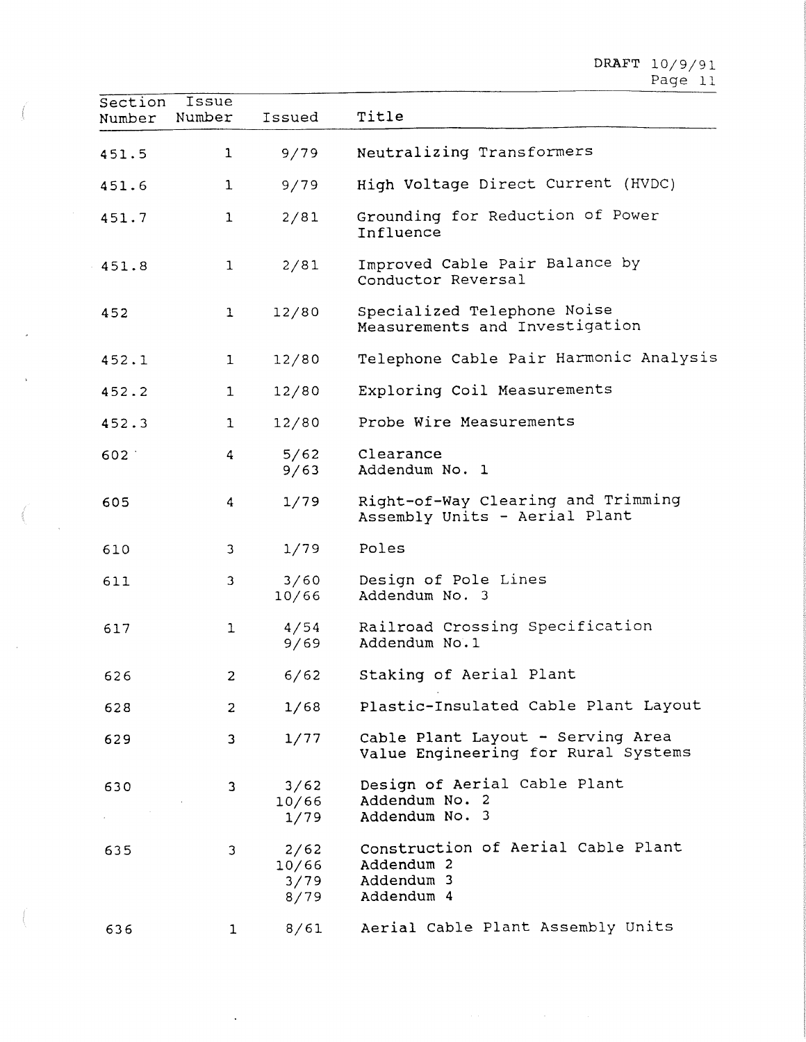| Section Number | Issue Number | Issued | Title |
|---|---|---|---|
| 451.5 | 1 | 9/79 | Neutralizing Transformers |
| 451.6 | 1 | 9/79 | High Voltage Direct Current (HVDC) |
| 451.7 | 1 | 2/81 | Grounding for Reduction of Power Influence |
| 451.8 | 1 | 2/81 | Improved Cable Pair Balance by Conductor Reversal |
| 452 | 1 | 12/80 | Specialized Telephone Noise Measurements and Investigation |
| 452.1 | 1 | 12/80 | Telephone Cable Pair Harmonic Analysis |
| 452.2 | 1 | 12/80 | Exploring Coil Measurements |
| 452.3 | 1 | 12/80 | Probe Wire Measurements |
| 602 | 4 | 5/62<br>9/63 | Clearance<br>Addendum No. 1 |
| 605 | 4 | 1/79 | Right-of-Way Clearing and Trimming Assembly Units - Aerial Plant |
| 610 | 3 | 1/79 | Poles |
| 611 | 3 | 3/60<br>10/66 | Design of Pole Lines<br>Addendum No. 3 |
| 617 | 1 | 4/54<br>9/69 | Railroad Crossing Specification<br>Addendum No.1 |
| 626 | 2 | 6/62 | Staking of Aerial Plant |
| 628 | 2 | 1/68 | Plastic-Insulated Cable Plant Layout |
| 629 | 3 | 1/77 | Cable Plant Layout - Serving Area Value Engineering for Rural Systems |
| 630 | 3 | 3/62<br>10/66<br>1/79 | Design of Aerial Cable Plant<br>Addendum No. 2<br>Addendum No. 3 |
| 635 | 3 | 2/62<br>10/66<br>3/79<br>8/79 | Construction of Aerial Cable Plant<br>Addendum 2<br>Addendum 3<br>Addendum 4 |
| 636 | 1 | 8/61 | Aerial Cable Plant Assembly Units |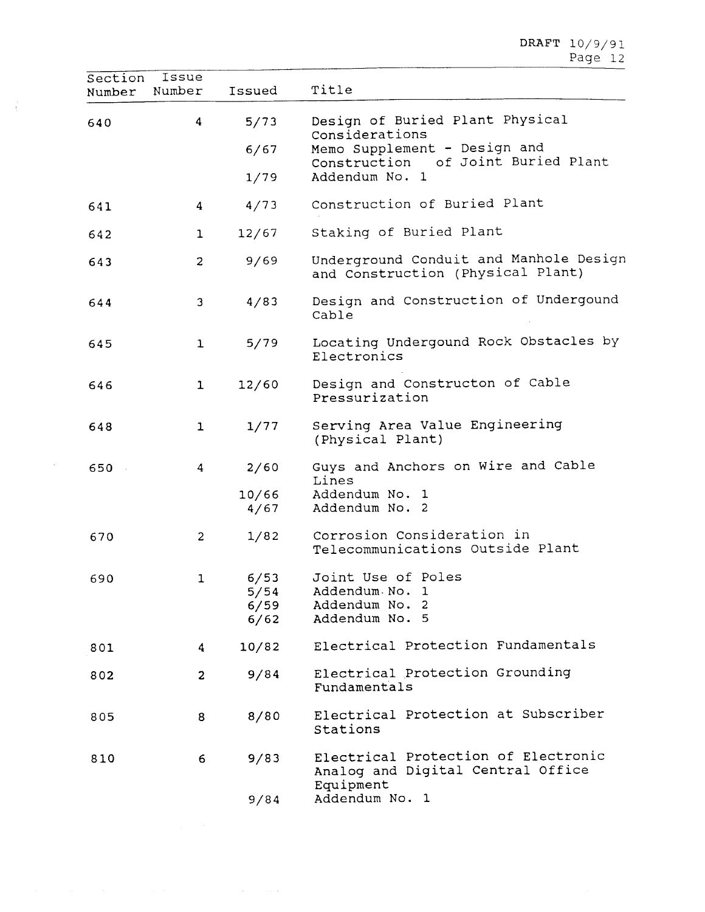| Section Number | Issue Number | Issued | Title |
|---|---|---|---|
| 640 | 4 | 5/73 | Design of Buried Plant Physical Considerations |
| | | 6/67 | Memo Supplement - Design and Construction of Joint Buried Plant |
| | | 1/79 | Addendum No. 1 |
| 641 | 4 | 4/73 | Construction of Buried Plant |
| 642 | 1 | 12/67 | Staking of Buried Plant |
| 643 | 2 | 9/69 | Underground Conduit and Manhole Design and Construction (Physical Plant) |
| 644 | 3 | 4/83 | Design and Construction of Undergound Cable |
| 645 | 1 | 5/79 | Locating Undergound Rock Obstacles by Electronics |
| 646 | 1 | 12/60 | Design and Constructon of Cable Pressurization |
| 648 | 1 | 1/77 | Serving Area Value Engineering (Physical Plant) |
| 650 | 4 | 2/60 | Guys and Anchors on Wire and Cable Lines |
| | | 10/66 | Addendum No. 1 |
| | | 4/67 | Addendum No. 2 |
| 670 | 2 | 1/82 | Corrosion Consideration in Telecommunications Outside Plant |
| 690 | 1 | 6/53 | Joint Use of Poles |
| | | 5/54 | Addendum No. 1 |
| | | 6/59 | Addendum No. 2 |
| | | 6/62 | Addendum No. 5 |
| 801 | 4 | 10/82 | Electrical Protection Fundamentals |
| 802 | 2 | 9/84 | Electrical Protection Grounding Fundamentals |
| 805 | 8 | 8/80 | Electrical Protection at Subscriber Stations |
| 810 | 6 | 9/83 | Electrical Protection of Electronic Analog and Digital Central Office Equipment |
| | | 9/84 | Addendum No. 1 |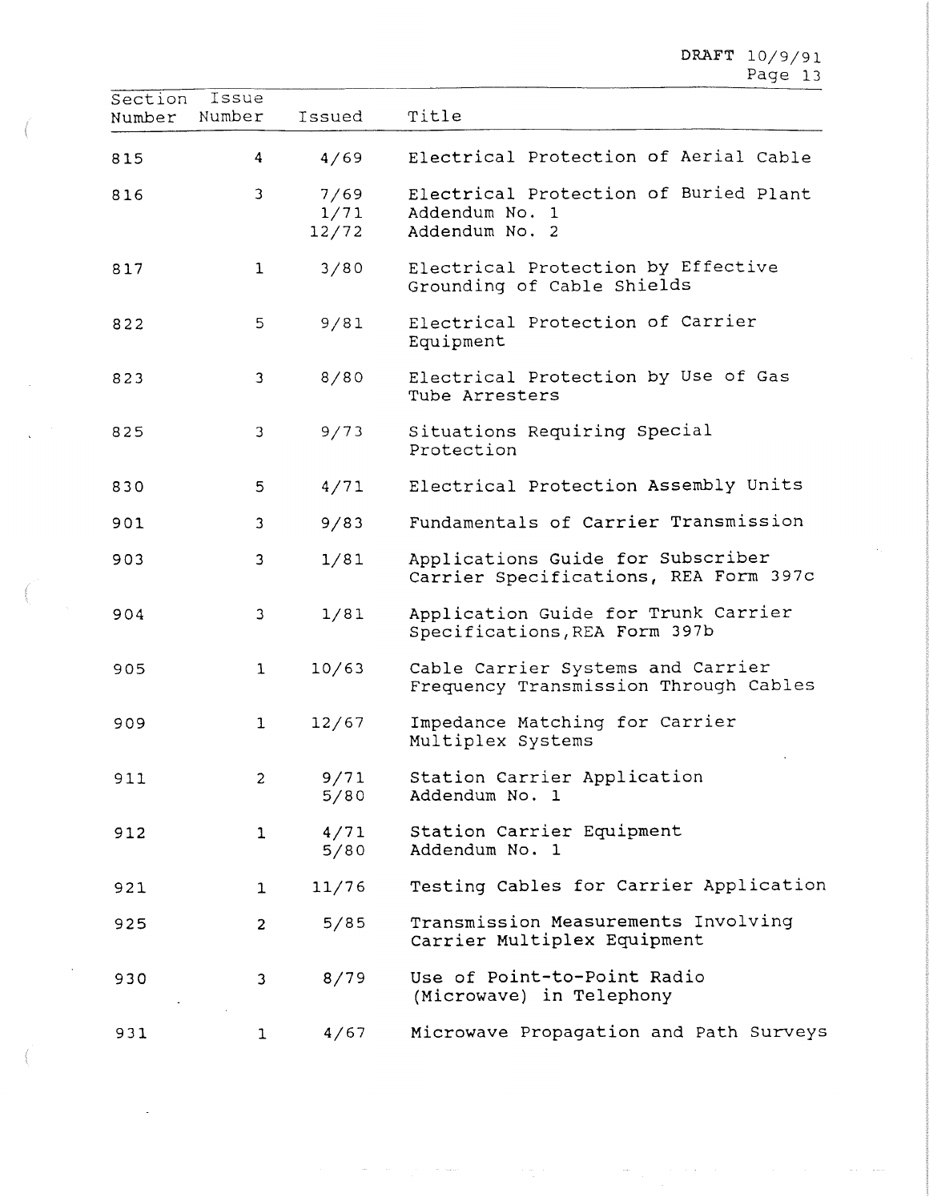| Section Number | Issue Number | Issued | Title |
|---|---|---|---|
| 815 | 4 | 4/69 | Electrical Protection of Aerial Cable |
| 816 | 3 | 7/69 | Electrical Protection of Buried Plant |
| | | 1/71 | Addendum No. 1 |
| | | 12/72 | Addendum No. 2 |
| 817 | 1 | 3/80 | Electrical Protection by Effective Grounding of Cable Shields |
| 822 | 5 | 9/81 | Electrical Protection of Carrier Equipment |
| 823 | 3 | 8/80 | Electrical Protection by Use of Gas Tube Arresters |
| 825 | 3 | 9/73 | Situations Requiring Special Protection |
| 830 | 5 | 4/71 | Electrical Protection Assembly Units |
| 901 | 3 | 9/83 | Fundamentals of Carrier Transmission |
| 903 | 3 | 1/81 | Applications Guide for Subscriber Carrier Specifications, REA Form 397c |
| 904 | 3 | 1/81 | Application Guide for Trunk Carrier Specifications,REA Form 397b |
| 905 | 1 | 10/63 | Cable Carrier Systems and Carrier Frequency Transmission Through Cables |
| 909 | 1 | 12/67 | Impedance Matching for Carrier Multiplex Systems |
| 911 | 2 | 9/71 | Station Carrier Application |
| | | 5/80 | Addendum No. 1 |
| 912 | 1 | 4/71 | Station Carrier Equipment |
| | | 5/80 | Addendum No. 1 |
| 921 | 1 | 11/76 | Testing Cables for Carrier Application |
| 925 | 2 | 5/85 | Transmission Measurements Involving Carrier Multiplex Equipment |
| 930 | 3 | 8/79 | Use of Point-to-Point Radio (Microwave) in Telephony |
| 931 | 1 | 4/67 | Microwave Propagation and Path Surveys |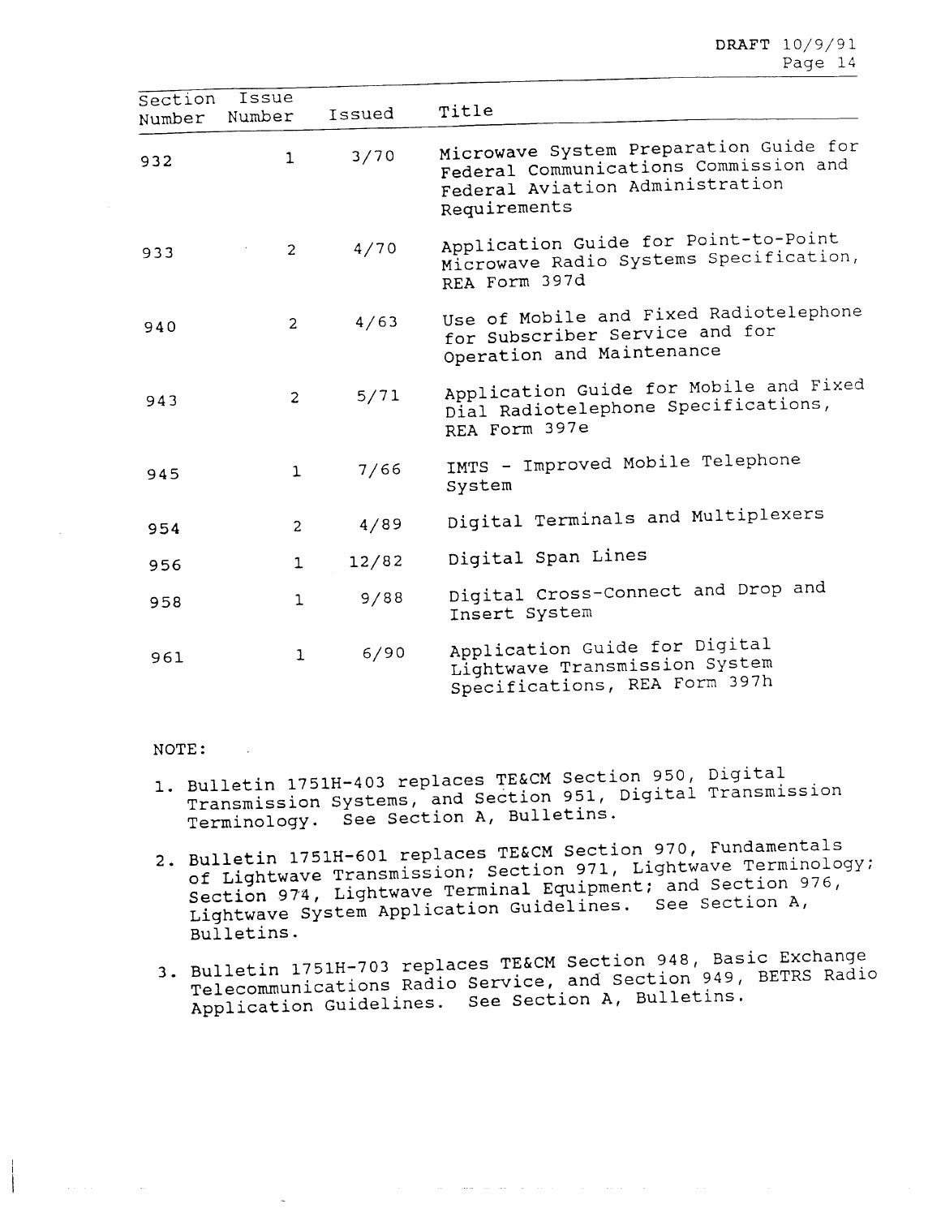| Section Number | Issue Number | Issued | Title |
|---|---|---|---|
| 932 | 1 | 3/70 | Microwave System Preparation Guide for Federal Communications Commission and Federal Aviation Administration Requirements |
| 933 | 2 | 4/70 | Application Guide for Point-to-Point Microwave Radio Systems Specification, REA Form 397d |
| 940 | 2 | 4/63 | Use of Mobile and Fixed Radiotelephone for Subscriber Service and for Operation and Maintenance |
| 943 | 2 | 5/71 | Application Guide for Mobile and Fixed Dial Radiotelephone Specifications, REA Form 397e |
| 945 | 1 | 7/66 | IMTS - Improved Mobile Telephone System |
| 954 | 2 | 4/89 | Digital Terminals and Multiplexers |
| 956 | 1 | 12/82 | Digital Span Lines |
| 958 | 1 | 9/88 | Digital Cross-Connect and Drop and Insert System |
| 961 | 1 | 6/90 | Application Guide for Digital Lightwave Transmission System Specifications, REA Form 397h |

NOTE:

1. Bulletin 1751H-403 replaces TE&CM Section 950, Digital Transmission Systems, and Section 951, Digital Transmission Terminology. See Section A, Bulletins.

2. Bulletin 1751H-601 replaces TE&CM Section 970, Fundamentals of Lightwave Transmission; Section 971, Lightwave Terminology; Section 974, Lightwave Terminal Equipment; and Section 976, Lightwave System Application Guidelines. See Section A, Bulletins.

3. Bulletin 1751H-703 replaces TE&CM Section 948, Basic Exchange Telecommunications Radio Service, and Section 949, BETRS Radio Application Guidelines. See Section A, Bulletins.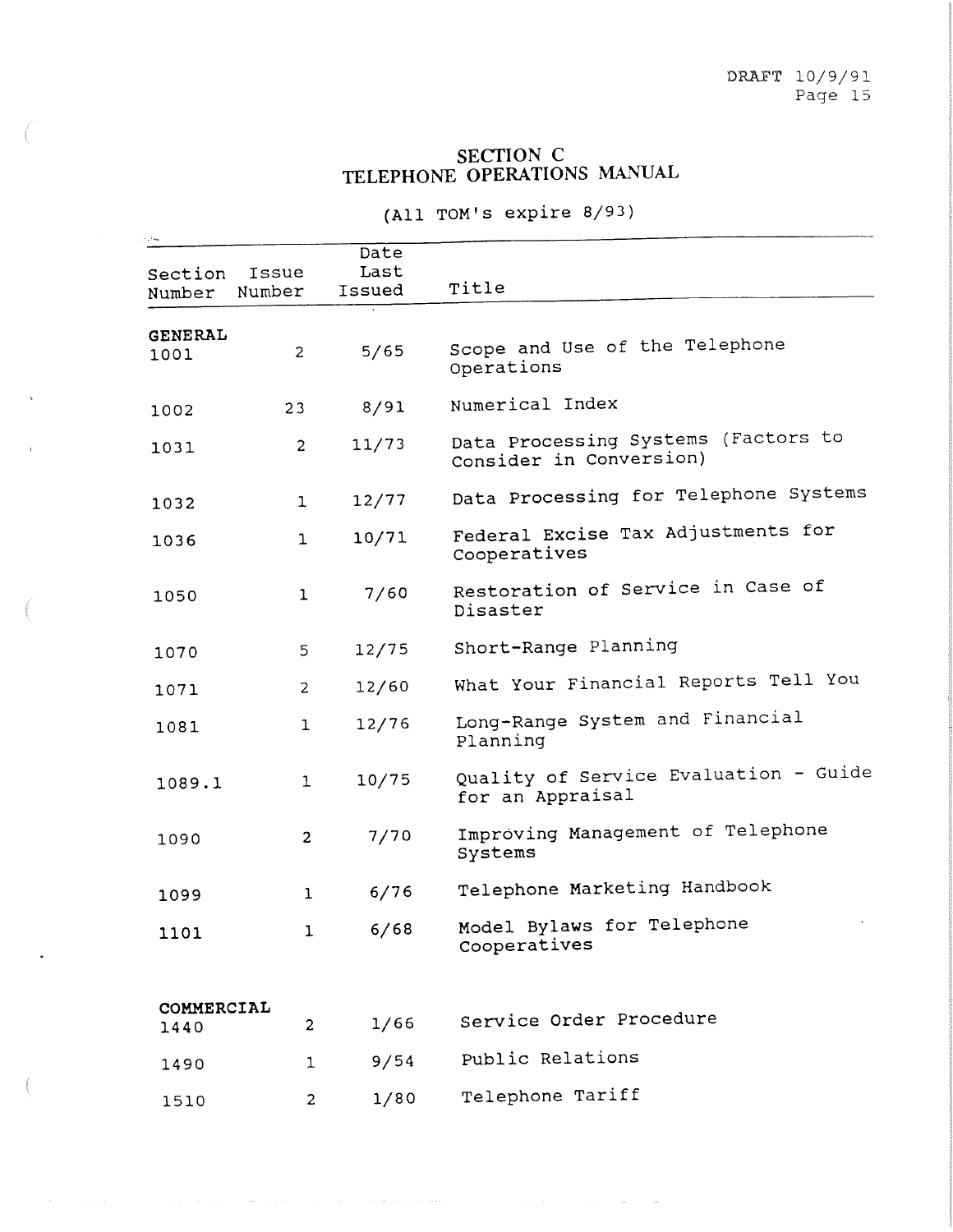DRAFT 10/9/91

## SECTION C
## TELEPHONE OPERATIONS MANUAL

(All TOM's expire 8/93)

| Section Number | Issue Number | Date Last Issued | Title |
|---|---|---|---|
| **GENERAL** | | | |
| 1001 | 2 | 5/65 | Scope and Use of the Telephone Operations |
| 1002 | 23 | 8/91 | Numerical Index |
| 1031 | 2 | 11/73 | Data Processing Systems (Factors to Consider in Conversion) |
| 1032 | 1 | 12/77 | Data Processing for Telephone Systems |
| 1036 | 1 | 10/71 | Federal Excise Tax Adjustments for Cooperatives |
| 1050 | 1 | 7/60 | Restoration of Service in Case of Disaster |
| 1070 | 5 | 12/75 | Short-Range Planning |
| 1071 | 2 | 12/60 | What Your Financial Reports Tell You |
| 1081 | 1 | 12/76 | Long-Range System and Financial Planning |
| 1089.1 | 1 | 10/75 | Quality of Service Evaluation - Guide for an Appraisal |
| 1090 | 2 | 7/70 | Improving Management of Telephone Systems |
| 1099 | 1 | 6/76 | Telephone Marketing Handbook |
| 1101 | 1 | 6/68 | Model Bylaws for Telephone Cooperatives |
| **COMMERCIAL** | | | |
| 1440 | 2 | 1/66 | Service Order Procedure |
| 1490 | 1 | 9/54 | Public Relations |
| 1510 | 2 | 1/80 | Telephone Tariff |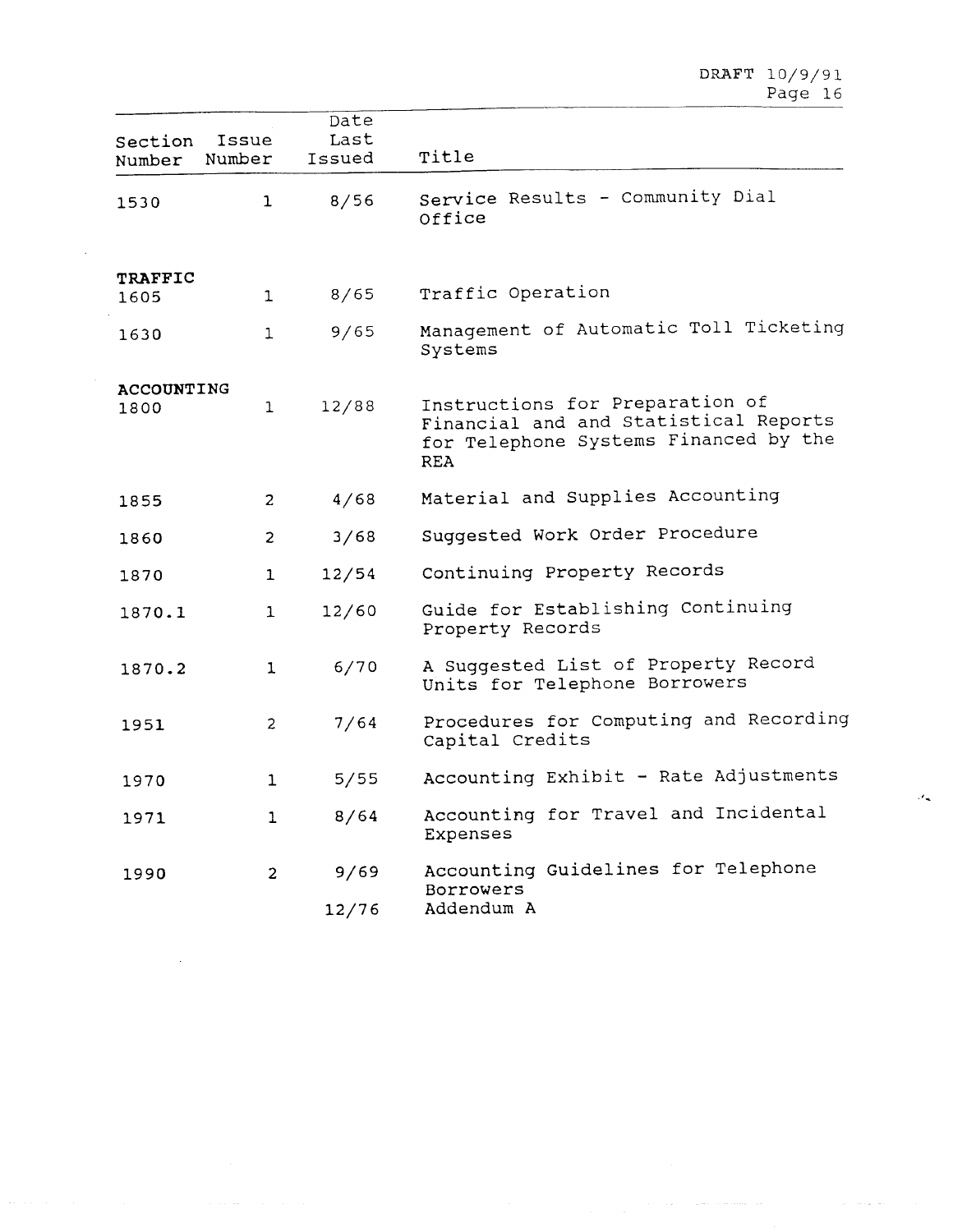| Section Number | Issue Number | Date Last Issued | Title |
|---|---|---|---|
| 1530 | 1 | 8/56 | Service Results - Community Dial Office |
| **TRAFFIC** | | | |
| 1605 | 1 | 8/65 | Traffic Operation |
| 1630 | 1 | 9/65 | Management of Automatic Toll Ticketing Systems |
| **ACCOUNTING** | | | |
| 1800 | 1 | 12/88 | Instructions for Preparation of Financial and and Statistical Reports for Telephone Systems Financed by the REA |
| 1855 | 2 | 4/68 | Material and Supplies Accounting |
| 1860 | 2 | 3/68 | Suggested Work Order Procedure |
| 1870 | 1 | 12/54 | Continuing Property Records |
| 1870.1 | 1 | 12/60 | Guide for Establishing Continuing Property Records |
| 1870.2 | 1 | 6/70 | A Suggested List of Property Record Units for Telephone Borrowers |
| 1951 | 2 | 7/64 | Procedures for Computing and Recording Capital Credits |
| 1970 | 1 | 5/55 | Accounting Exhibit - Rate Adjustments |
| 1971 | 1 | 8/64 | Accounting for Travel and Incidental Expenses |
| 1990 | 2 | 9/69 | Accounting Guidelines for Telephone Borrowers |
| | | 12/76 | Addendum A |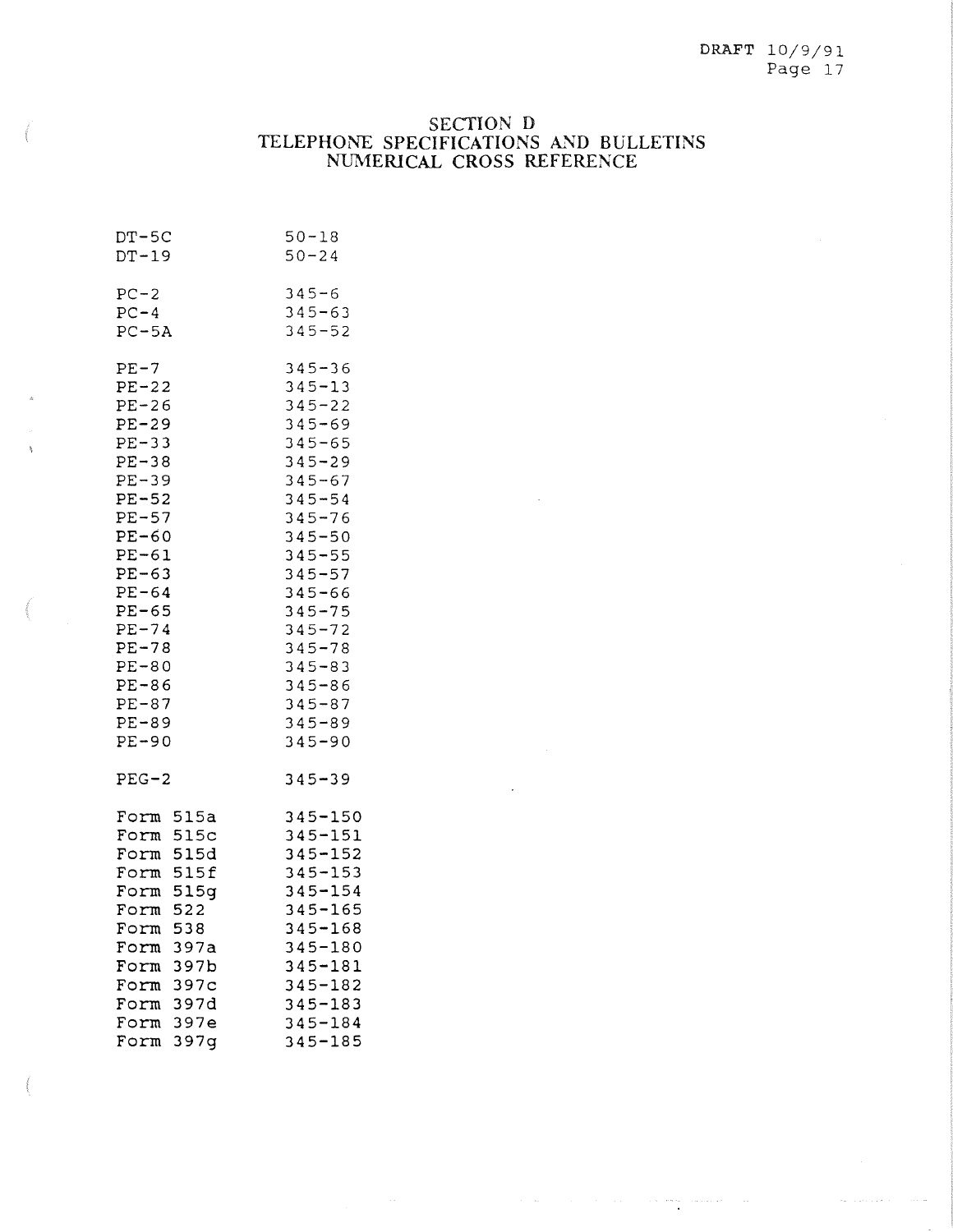# SECTION D
## TELEPHONE SPECIFICATIONS AND BULLETINS
## NUMERICAL CROSS REFERENCE

| | |
|---|---|
| DT-5C | 50-18 |
| DT-19 | 50-24 |
| | |
| PC-2 | 345-6 |
| PC-4 | 345-63 |
| PC-5A | 345-52 |
| | |
| PE-7 | 345-36 |
| PE-22 | 345-13 |
| PE-26 | 345-22 |
| PE-29 | 345-69 |
| PE-33 | 345-65 |
| PE-38 | 345-29 |
| PE-39 | 345-67 |
| PE-52 | 345-54 |
| PE-57 | 345-76 |
| PE-60 | 345-50 |
| PE-61 | 345-55 |
| PE-63 | 345-57 |
| PE-64 | 345-66 |
| PE-65 | 345-75 |
| PE-74 | 345-72 |
| PE-78 | 345-78 |
| PE-80 | 345-83 |
| PE-86 | 345-86 |
| PE-87 | 345-87 |
| PE-89 | 345-89 |
| PE-90 | 345-90 |
| | |
| PEG-2 | 345-39 |
| | |
| Form 515a | 345-150 |
| Form 515c | 345-151 |
| Form 515d | 345-152 |
| Form 515f | 345-153 |
| Form 515g | 345-154 |
| Form 522 | 345-165 |
| Form 538 | 345-168 |
| Form 397a | 345-180 |
| Form 397b | 345-181 |
| Form 397c | 345-182 |
| Form 397d | 345-183 |
| Form 397e | 345-184 |
| Form 397g | 345-185 |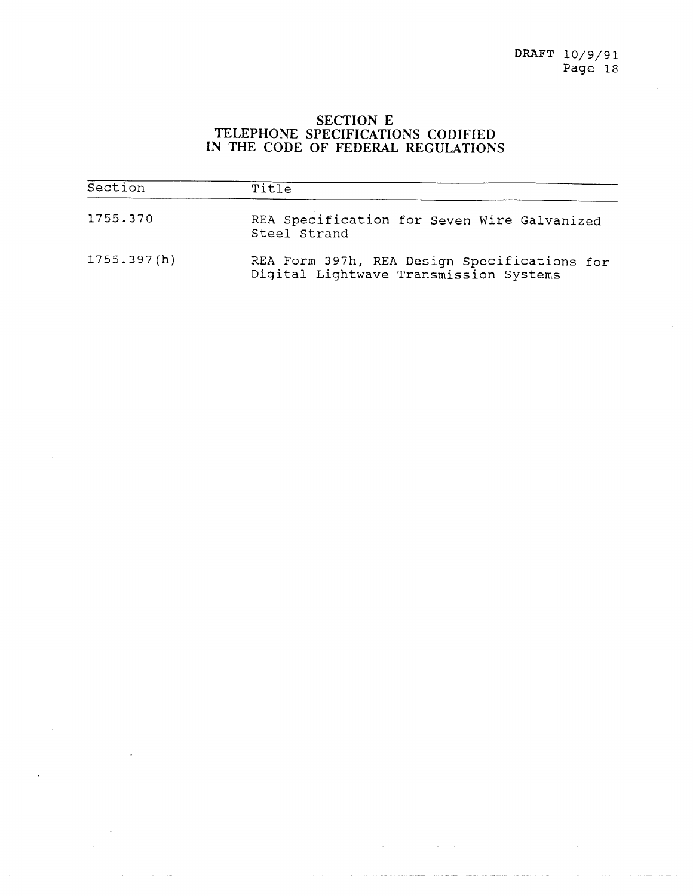## SECTION E
## TELEPHONE SPECIFICATIONS CODIFIED IN THE CODE OF FEDERAL REGULATIONS

| Section | Title |
| --- | --- |
| 1755.370 | REA Specification for Seven Wire Galvanized Steel Strand |
| 1755.397(h) | REA Form 397h, REA Design Specifications for Digital Lightwave Transmission Systems |